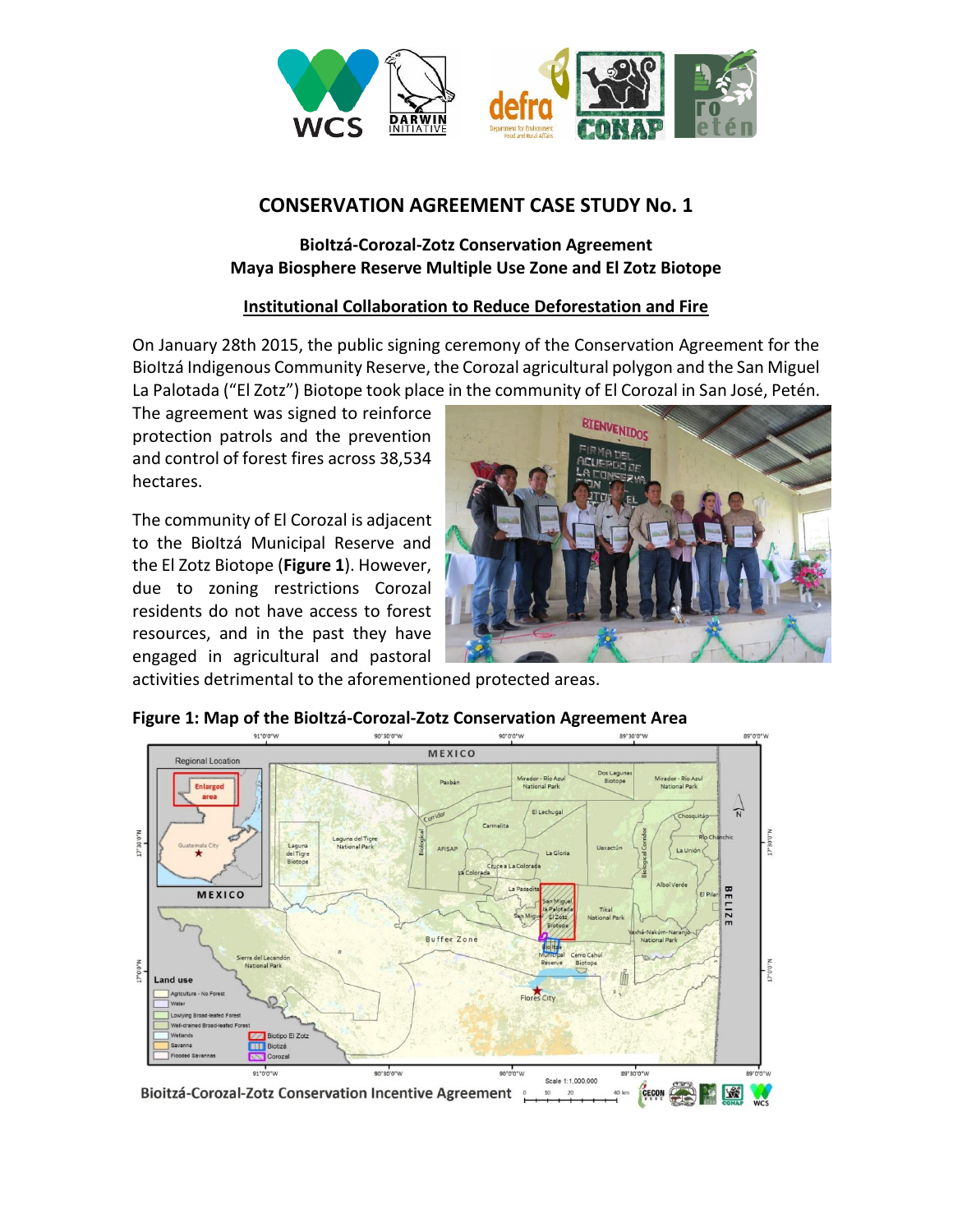# CONSERVATION AGREEMENT CASE STUDY No. 1

### BioItzá-Corozal-Zotz Conservation Agreement
### Maya Biosphere Reserve Multiple Use Zone and El Zotz Biotope

## Institutional Collaboration to Reduce Deforestation and Fire

On January 28th 2015, the public signing ceremony of the Conservation Agreement for the BioItzá Indigenous Community Reserve, the Corozal agricultural polygon and the San Miguel La Palotada ("El Zotz") Biotope took place in the community of El Corozal in San José, Petén.

The agreement was signed to reinforce protection patrols and the prevention and control of forest fires across 38,534 hectares.

The community of El Corozal is adjacent to the BioItzá Municipal Reserve and the El Zotz Biotope (**Figure 1**). However, due to zoning restrictions Corozal residents do not have access to forest resources, and in the past they have engaged in agricultural and pastoral activities detrimental to the aforementioned protected areas.

**Figure 1: Map of the BioItzá-Corozal-Zotz Conservation Agreement Area**

Bioitzá-Corozal-Zotz Conservation Incentive Agreement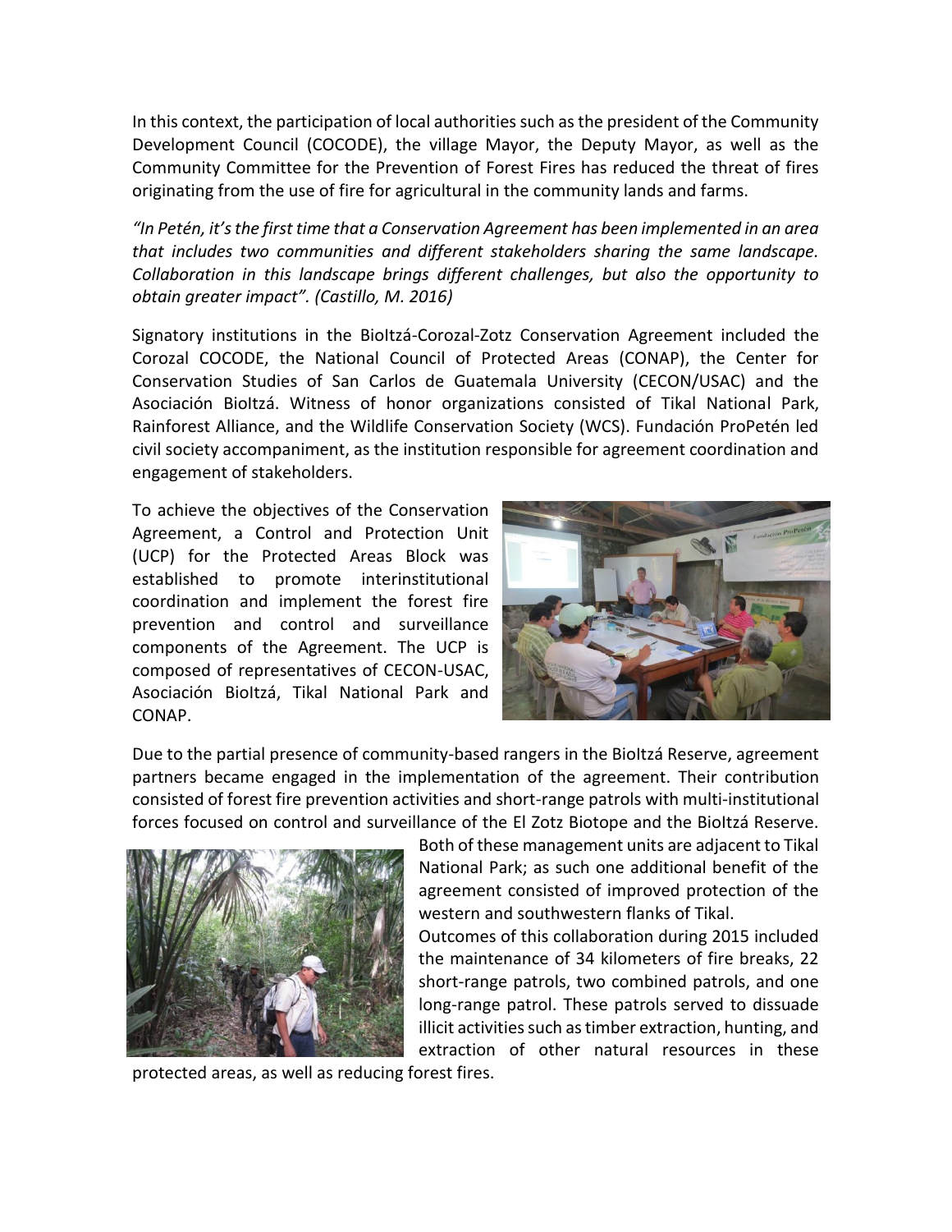In this context, the participation of local authorities such as the president of the Community Development Council (COCODE), the village Mayor, the Deputy Mayor, as well as the Community Committee for the Prevention of Forest Fires has reduced the threat of fires originating from the use of fire for agricultural in the community lands and farms.

*"In Petén, it's the first time that a Conservation Agreement has been implemented in an area that includes two communities and different stakeholders sharing the same landscape. Collaboration in this landscape brings different challenges, but also the opportunity to obtain greater impact". (Castillo, M. 2016)*

Signatory institutions in the BioItzá-Corozal-Zotz Conservation Agreement included the Corozal COCODE, the National Council of Protected Areas (CONAP), the Center for Conservation Studies of San Carlos de Guatemala University (CECON/USAC) and the Asociación BioItzá. Witness of honor organizations consisted of Tikal National Park, Rainforest Alliance, and the Wildlife Conservation Society (WCS). Fundación ProPetén led civil society accompaniment, as the institution responsible for agreement coordination and engagement of stakeholders.

To achieve the objectives of the Conservation Agreement, a Control and Protection Unit (UCP) for the Protected Areas Block was established to promote interinstitutional coordination and implement the forest fire prevention and control and surveillance components of the Agreement. The UCP is composed of representatives of CECON-USAC, Asociación BioItzá, Tikal National Park and CONAP.

Due to the partial presence of community-based rangers in the BioItzá Reserve, agreement partners became engaged in the implementation of the agreement. Their contribution consisted of forest fire prevention activities and short-range patrols with multi-institutional forces focused on control and surveillance of the El Zotz Biotope and the BioItzá Reserve. Both of these management units are adjacent to Tikal National Park; as such one additional benefit of the agreement consisted of improved protection of the western and southwestern flanks of Tikal.

Outcomes of this collaboration during 2015 included the maintenance of 34 kilometers of fire breaks, 22 short-range patrols, two combined patrols, and one long-range patrol. These patrols served to dissuade illicit activities such as timber extraction, hunting, and extraction of other natural resources in these protected areas, as well as reducing forest fires.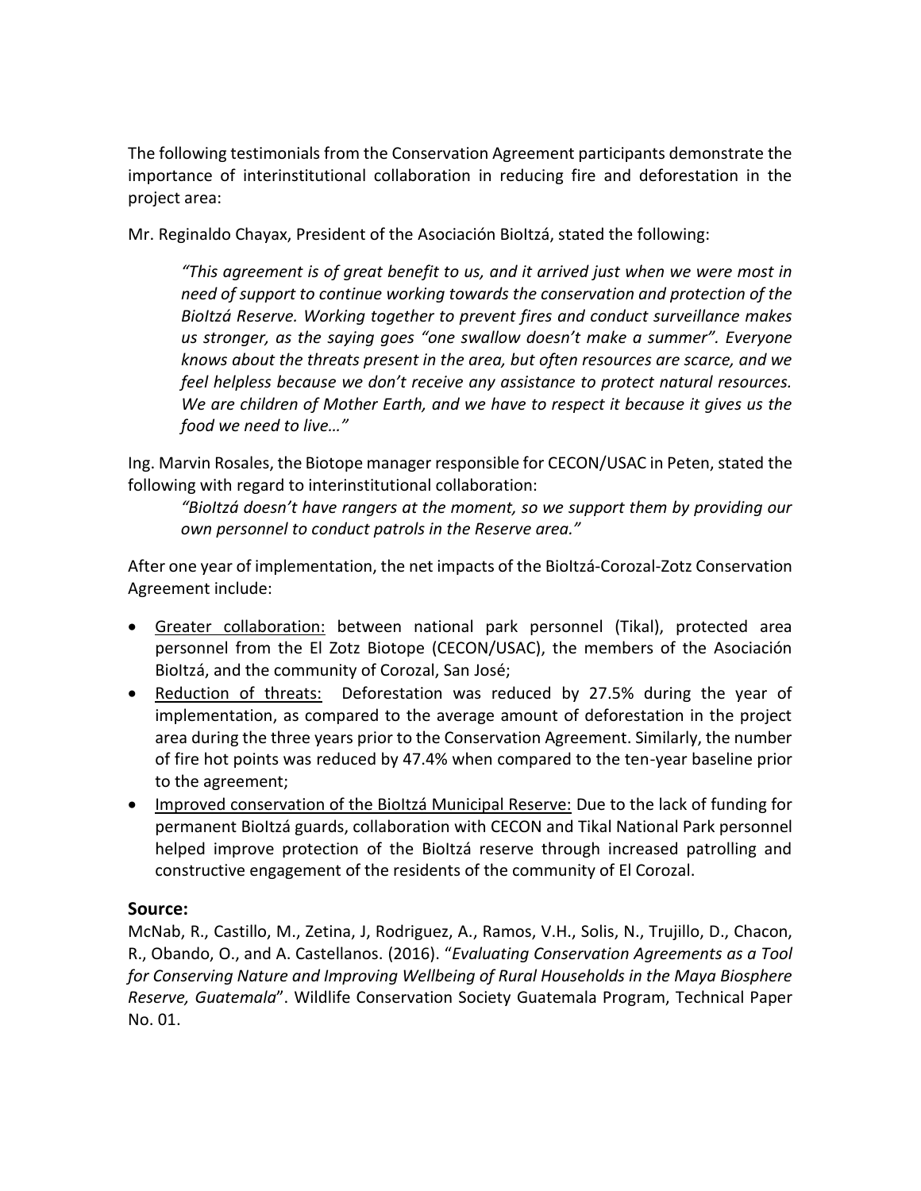The following testimonials from the Conservation Agreement participants demonstrate the importance of interinstitutional collaboration in reducing fire and deforestation in the project area:

Mr. Reginaldo Chayax, President of the Asociación BioItzá, stated the following:

> *"This agreement is of great benefit to us, and it arrived just when we were most in need of support to continue working towards the conservation and protection of the BioItzá Reserve. Working together to prevent fires and conduct surveillance makes us stronger, as the saying goes "one swallow doesn't make a summer". Everyone knows about the threats present in the area, but often resources are scarce, and we feel helpless because we don't receive any assistance to protect natural resources. We are children of Mother Earth, and we have to respect it because it gives us the food we need to live…"*

Ing. Marvin Rosales, the Biotope manager responsible for CECON/USAC in Peten, stated the following with regard to interinstitutional collaboration:

> *"BioItzá doesn't have rangers at the moment, so we support them by providing our own personnel to conduct patrols in the Reserve area."*

After one year of implementation, the net impacts of the BioItzá-Corozal-Zotz Conservation Agreement include:

- <u>Greater collaboration:</u> between national park personnel (Tikal), protected area personnel from the El Zotz Biotope (CECON/USAC), the members of the Asociación BioItzá, and the community of Corozal, San José;
- <u>Reduction of threats:</u> Deforestation was reduced by 27.5% during the year of implementation, as compared to the average amount of deforestation in the project area during the three years prior to the Conservation Agreement. Similarly, the number of fire hot points was reduced by 47.4% when compared to the ten-year baseline prior to the agreement;
- <u>Improved conservation of the BioItzá Municipal Reserve:</u> Due to the lack of funding for permanent BioItzá guards, collaboration with CECON and Tikal National Park personnel helped improve protection of the BioItzá reserve through increased patrolling and constructive engagement of the residents of the community of El Corozal.

## Source:

McNab, R., Castillo, M., Zetina, J, Rodriguez, A., Ramos, V.H., Solis, N., Trujillo, D., Chacon, R., Obando, O., and A. Castellanos. (2016). "*Evaluating Conservation Agreements as a Tool for Conserving Nature and Improving Wellbeing of Rural Households in the Maya Biosphere Reserve, Guatemala*". Wildlife Conservation Society Guatemala Program, Technical Paper No. 01.